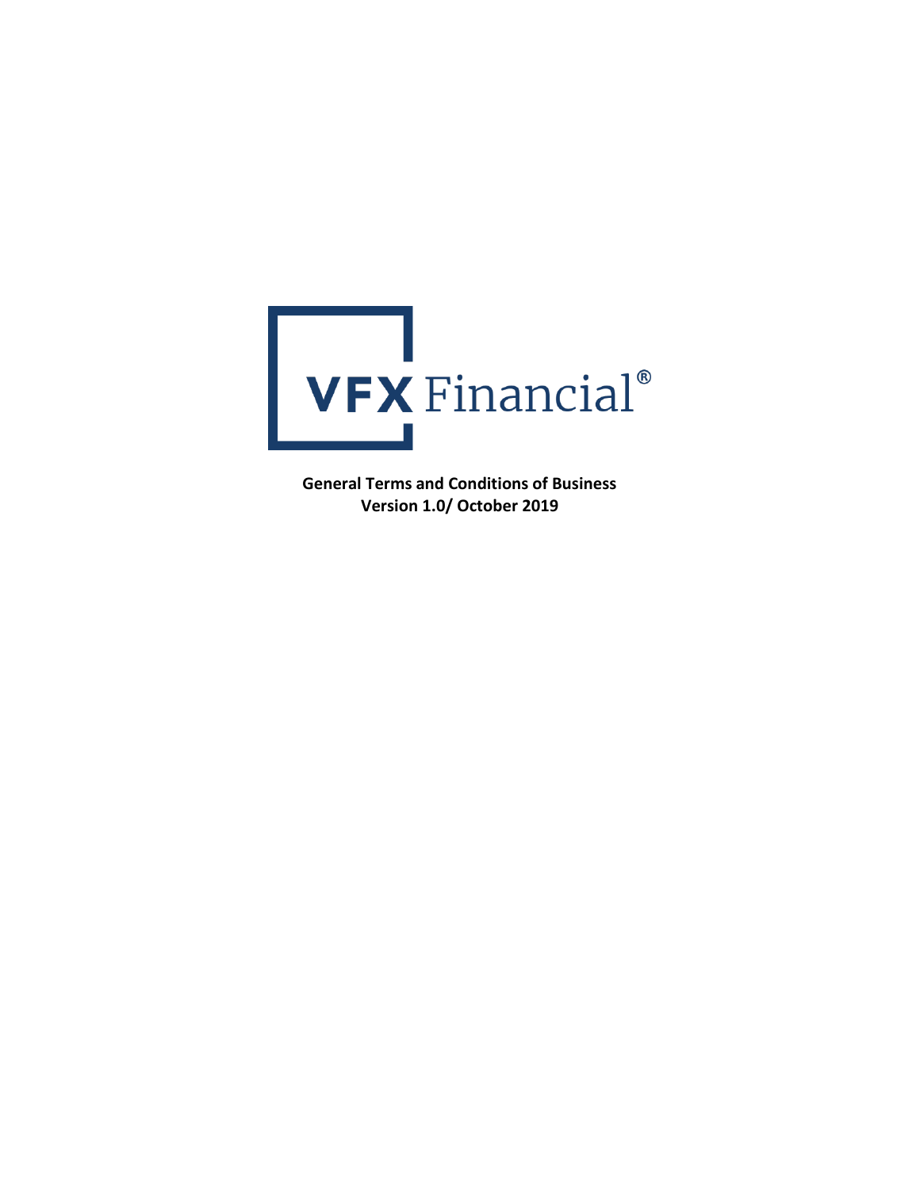VFX Financial®

**General Terms and Conditions of Business**
**Version 1.0/ October 2019**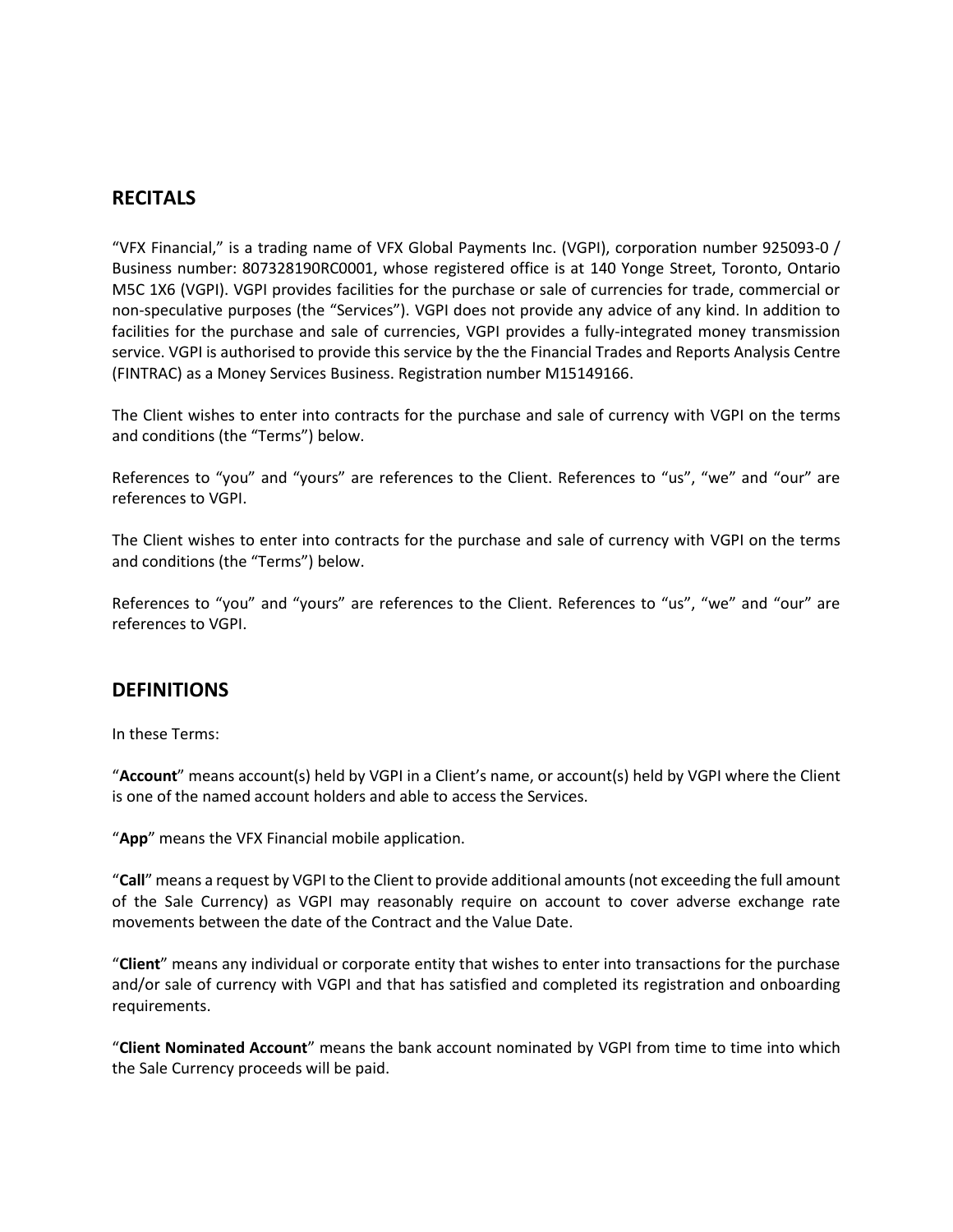## RECITALS

"VFX Financial," is a trading name of VFX Global Payments Inc. (VGPI), corporation number 925093-0 / Business number: 807328190RC0001, whose registered office is at 140 Yonge Street, Toronto, Ontario M5C 1X6 (VGPI). VGPI provides facilities for the purchase or sale of currencies for trade, commercial or non-speculative purposes (the "Services"). VGPI does not provide any advice of any kind. In addition to facilities for the purchase and sale of currencies, VGPI provides a fully-integrated money transmission service. VGPI is authorised to provide this service by the the Financial Trades and Reports Analysis Centre (FINTRAC) as a Money Services Business. Registration number M15149166.

The Client wishes to enter into contracts for the purchase and sale of currency with VGPI on the terms and conditions (the "Terms") below.

References to "you" and "yours" are references to the Client. References to "us", "we" and "our" are references to VGPI.

The Client wishes to enter into contracts for the purchase and sale of currency with VGPI on the terms and conditions (the "Terms") below.

References to "you" and "yours" are references to the Client. References to "us", "we" and "our" are references to VGPI.

## DEFINITIONS

In these Terms:

"**Account**" means account(s) held by VGPI in a Client's name, or account(s) held by VGPI where the Client is one of the named account holders and able to access the Services.

"**App**" means the VFX Financial mobile application.

"**Call**" means a request by VGPI to the Client to provide additional amounts (not exceeding the full amount of the Sale Currency) as VGPI may reasonably require on account to cover adverse exchange rate movements between the date of the Contract and the Value Date.

"**Client**" means any individual or corporate entity that wishes to enter into transactions for the purchase and/or sale of currency with VGPI and that has satisfied and completed its registration and onboarding requirements.

"**Client Nominated Account**" means the bank account nominated by VGPI from time to time into which the Sale Currency proceeds will be paid.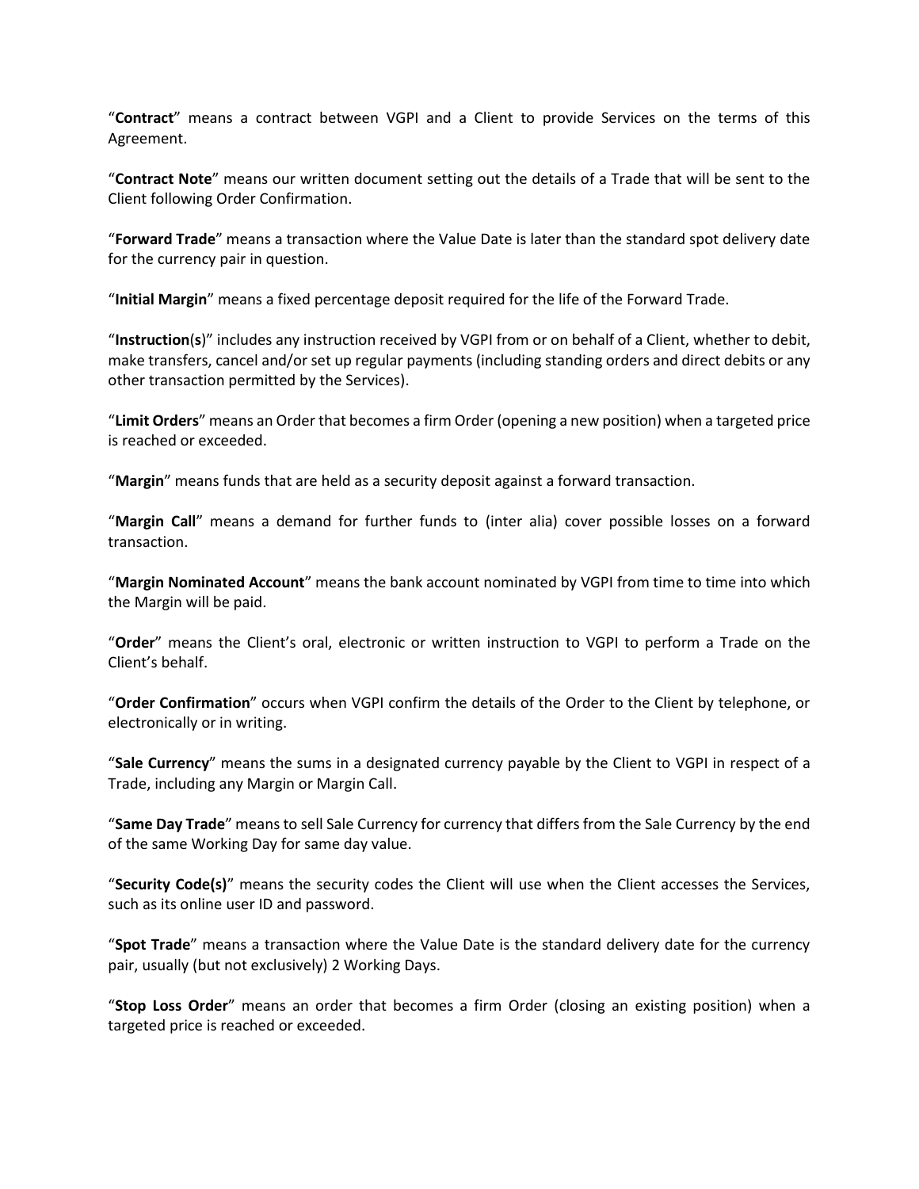"**Contract**" means a contract between VGPI and a Client to provide Services on the terms of this Agreement.

"**Contract Note**" means our written document setting out the details of a Trade that will be sent to the Client following Order Confirmation.

"**Forward Trade**" means a transaction where the Value Date is later than the standard spot delivery date for the currency pair in question.

"**Initial Margin**" means a fixed percentage deposit required for the life of the Forward Trade.

"**Instruction**(**s**)" includes any instruction received by VGPI from or on behalf of a Client, whether to debit, make transfers, cancel and/or set up regular payments (including standing orders and direct debits or any other transaction permitted by the Services).

"**Limit Orders**" means an Order that becomes a firm Order (opening a new position) when a targeted price is reached or exceeded.

"**Margin**" means funds that are held as a security deposit against a forward transaction.

"**Margin Call**" means a demand for further funds to (inter alia) cover possible losses on a forward transaction.

"**Margin Nominated Account**" means the bank account nominated by VGPI from time to time into which the Margin will be paid.

"**Order**" means the Client's oral, electronic or written instruction to VGPI to perform a Trade on the Client's behalf.

"**Order Confirmation**" occurs when VGPI confirm the details of the Order to the Client by telephone, or electronically or in writing.

"**Sale Currency**" means the sums in a designated currency payable by the Client to VGPI in respect of a Trade, including any Margin or Margin Call.

"**Same Day Trade**" means to sell Sale Currency for currency that differs from the Sale Currency by the end of the same Working Day for same day value.

"**Security Code(s)**" means the security codes the Client will use when the Client accesses the Services, such as its online user ID and password.

"**Spot Trade**" means a transaction where the Value Date is the standard delivery date for the currency pair, usually (but not exclusively) 2 Working Days.

"**Stop Loss Order**" means an order that becomes a firm Order (closing an existing position) when a targeted price is reached or exceeded.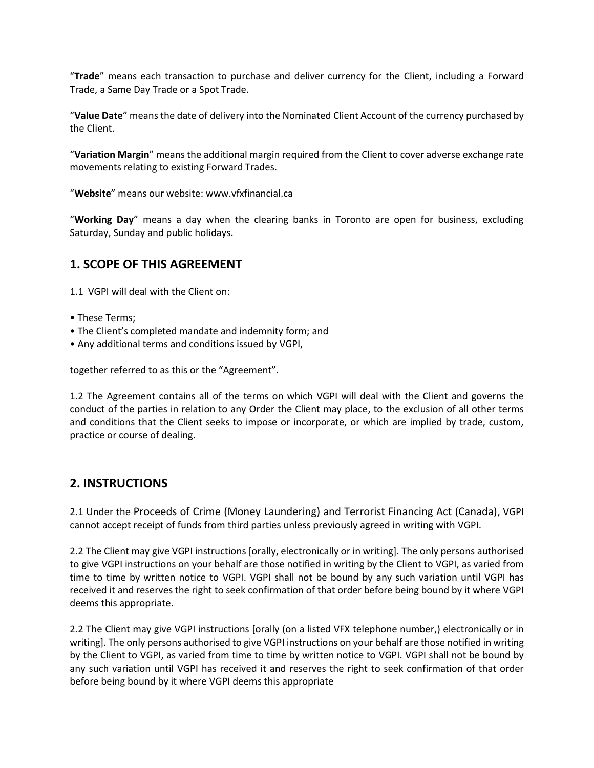"**Trade**" means each transaction to purchase and deliver currency for the Client, including a Forward Trade, a Same Day Trade or a Spot Trade.

"**Value Date**" means the date of delivery into the Nominated Client Account of the currency purchased by the Client.

"**Variation Margin**" means the additional margin required from the Client to cover adverse exchange rate movements relating to existing Forward Trades.

"**Website**" means our website: www.vfxfinancial.ca

"**Working Day**" means a day when the clearing banks in Toronto are open for business, excluding Saturday, Sunday and public holidays.

## 1. SCOPE OF THIS AGREEMENT

1.1 VGPI will deal with the Client on:

- These Terms;
- The Client's completed mandate and indemnity form; and
- Any additional terms and conditions issued by VGPI,

together referred to as this or the "Agreement".

1.2 The Agreement contains all of the terms on which VGPI will deal with the Client and governs the conduct of the parties in relation to any Order the Client may place, to the exclusion of all other terms and conditions that the Client seeks to impose or incorporate, or which are implied by trade, custom, practice or course of dealing.

## 2. INSTRUCTIONS

2.1 Under the Proceeds of Crime (Money Laundering) and Terrorist Financing Act (Canada), VGPI cannot accept receipt of funds from third parties unless previously agreed in writing with VGPI.

2.2 The Client may give VGPI instructions [orally, electronically or in writing]. The only persons authorised to give VGPI instructions on your behalf are those notified in writing by the Client to VGPI, as varied from time to time by written notice to VGPI. VGPI shall not be bound by any such variation until VGPI has received it and reserves the right to seek confirmation of that order before being bound by it where VGPI deems this appropriate.

2.2 The Client may give VGPI instructions [orally (on a listed VFX telephone number,) electronically or in writing]. The only persons authorised to give VGPI instructions on your behalf are those notified in writing by the Client to VGPI, as varied from time to time by written notice to VGPI. VGPI shall not be bound by any such variation until VGPI has received it and reserves the right to seek confirmation of that order before being bound by it where VGPI deems this appropriate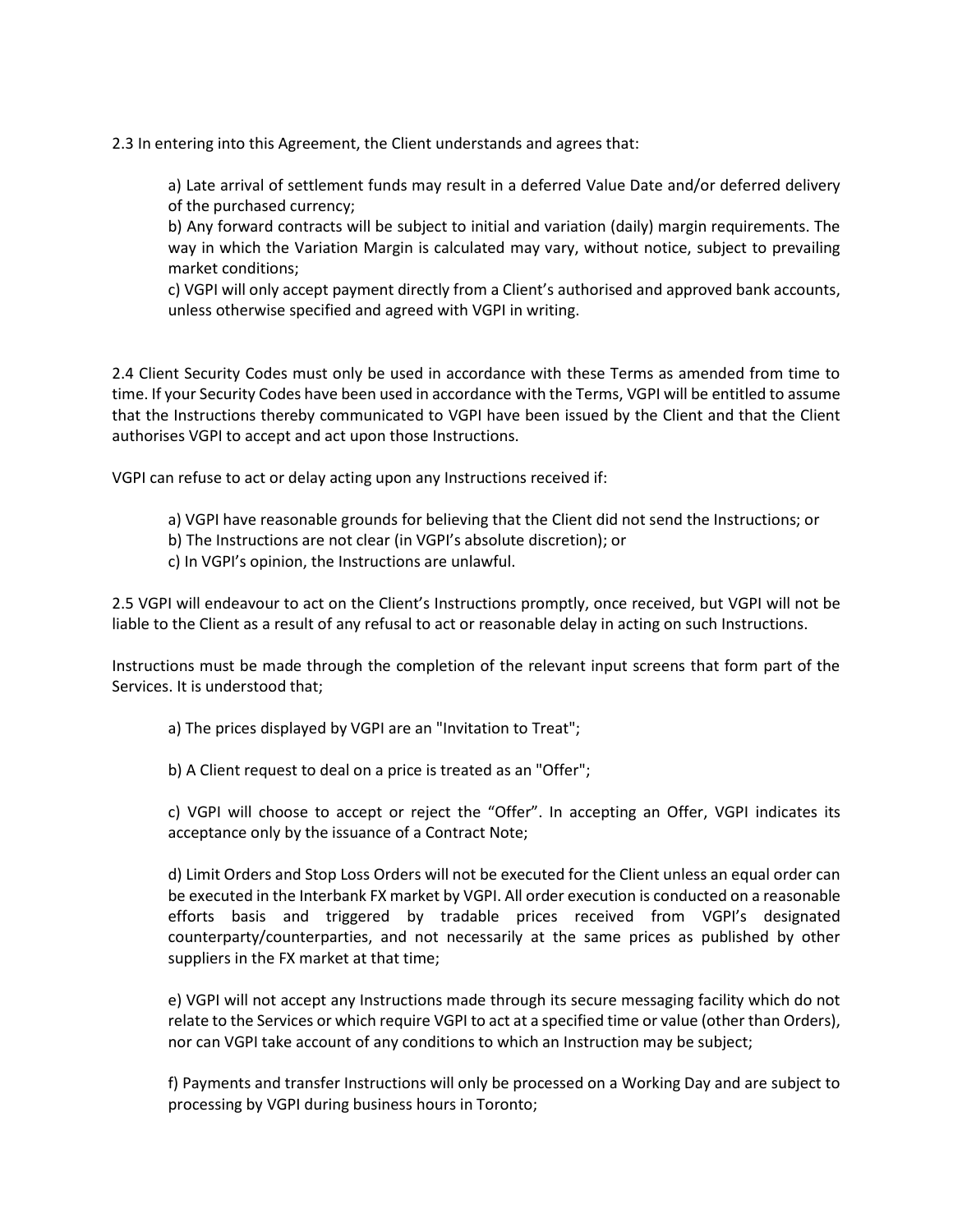2.3 In entering into this Agreement, the Client understands and agrees that:

a) Late arrival of settlement funds may result in a deferred Value Date and/or deferred delivery of the purchased currency;
b) Any forward contracts will be subject to initial and variation (daily) margin requirements. The way in which the Variation Margin is calculated may vary, without notice, subject to prevailing market conditions;
c) VGPI will only accept payment directly from a Client's authorised and approved bank accounts, unless otherwise specified and agreed with VGPI in writing.

2.4 Client Security Codes must only be used in accordance with these Terms as amended from time to time. If your Security Codes have been used in accordance with the Terms, VGPI will be entitled to assume that the Instructions thereby communicated to VGPI have been issued by the Client and that the Client authorises VGPI to accept and act upon those Instructions.

VGPI can refuse to act or delay acting upon any Instructions received if:

a) VGPI have reasonable grounds for believing that the Client did not send the Instructions; or
b) The Instructions are not clear (in VGPI's absolute discretion); or
c) In VGPI's opinion, the Instructions are unlawful.

2.5 VGPI will endeavour to act on the Client's Instructions promptly, once received, but VGPI will not be liable to the Client as a result of any refusal to act or reasonable delay in acting on such Instructions.

Instructions must be made through the completion of the relevant input screens that form part of the Services. It is understood that;

a) The prices displayed by VGPI are an "Invitation to Treat";

b) A Client request to deal on a price is treated as an "Offer";

c) VGPI will choose to accept or reject the "Offer". In accepting an Offer, VGPI indicates its acceptance only by the issuance of a Contract Note;

d) Limit Orders and Stop Loss Orders will not be executed for the Client unless an equal order can be executed in the Interbank FX market by VGPI. All order execution is conducted on a reasonable efforts basis and triggered by tradable prices received from VGPI's designated counterparty/counterparties, and not necessarily at the same prices as published by other suppliers in the FX market at that time;

e) VGPI will not accept any Instructions made through its secure messaging facility which do not relate to the Services or which require VGPI to act at a specified time or value (other than Orders), nor can VGPI take account of any conditions to which an Instruction may be subject;

f) Payments and transfer Instructions will only be processed on a Working Day and are subject to processing by VGPI during business hours in Toronto;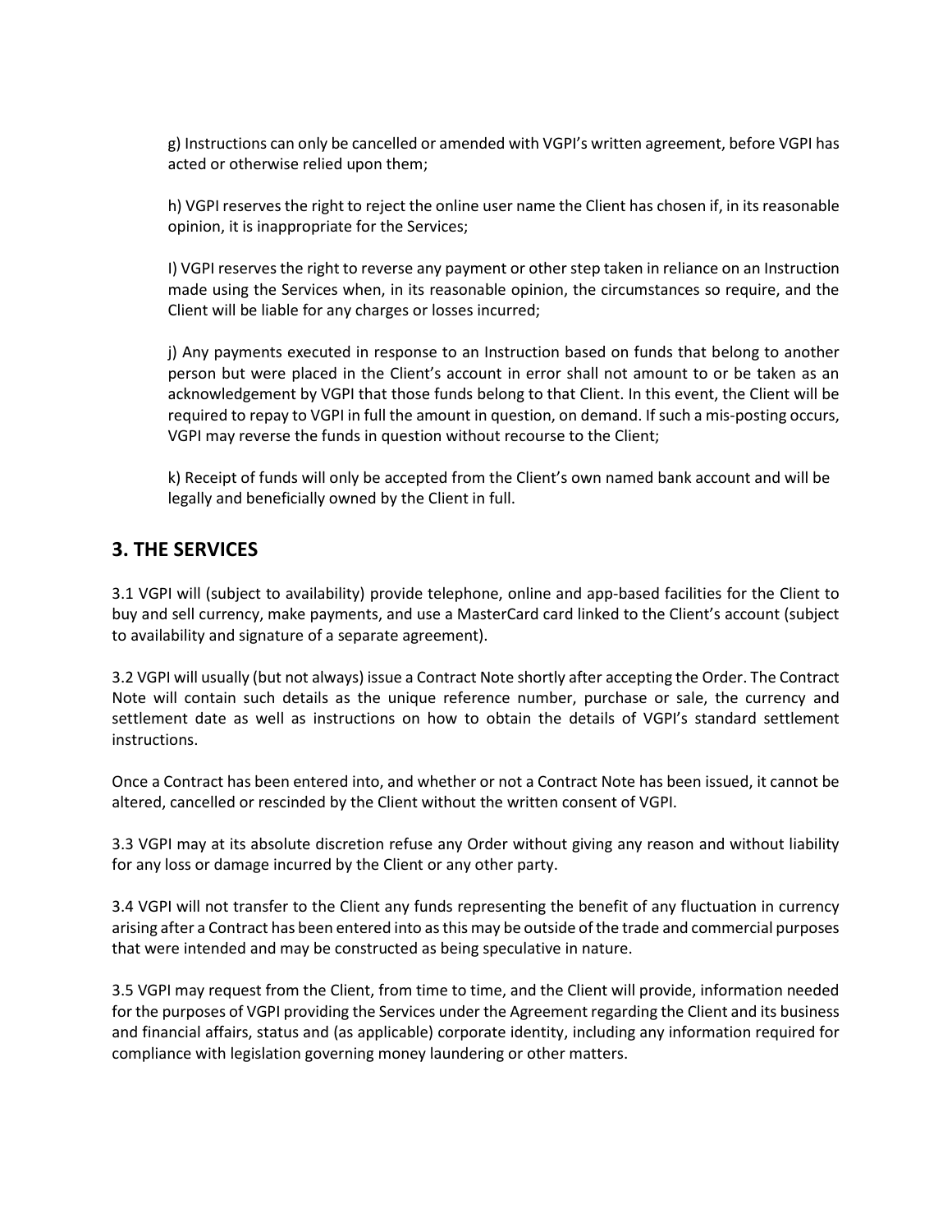g) Instructions can only be cancelled or amended with VGPI's written agreement, before VGPI has acted or otherwise relied upon them;

h) VGPI reserves the right to reject the online user name the Client has chosen if, in its reasonable opinion, it is inappropriate for the Services;

I) VGPI reserves the right to reverse any payment or other step taken in reliance on an Instruction made using the Services when, in its reasonable opinion, the circumstances so require, and the Client will be liable for any charges or losses incurred;

j) Any payments executed in response to an Instruction based on funds that belong to another person but were placed in the Client's account in error shall not amount to or be taken as an acknowledgement by VGPI that those funds belong to that Client. In this event, the Client will be required to repay to VGPI in full the amount in question, on demand. If such a mis-posting occurs, VGPI may reverse the funds in question without recourse to the Client;

k) Receipt of funds will only be accepted from the Client's own named bank account and will be legally and beneficially owned by the Client in full.

## 3. THE SERVICES

3.1 VGPI will (subject to availability) provide telephone, online and app-based facilities for the Client to buy and sell currency, make payments, and use a MasterCard card linked to the Client's account (subject to availability and signature of a separate agreement).

3.2 VGPI will usually (but not always) issue a Contract Note shortly after accepting the Order. The Contract Note will contain such details as the unique reference number, purchase or sale, the currency and settlement date as well as instructions on how to obtain the details of VGPI's standard settlement instructions.

Once a Contract has been entered into, and whether or not a Contract Note has been issued, it cannot be altered, cancelled or rescinded by the Client without the written consent of VGPI.

3.3 VGPI may at its absolute discretion refuse any Order without giving any reason and without liability for any loss or damage incurred by the Client or any other party.

3.4 VGPI will not transfer to the Client any funds representing the benefit of any fluctuation in currency arising after a Contract has been entered into as this may be outside of the trade and commercial purposes that were intended and may be constructed as being speculative in nature.

3.5 VGPI may request from the Client, from time to time, and the Client will provide, information needed for the purposes of VGPI providing the Services under the Agreement regarding the Client and its business and financial affairs, status and (as applicable) corporate identity, including any information required for compliance with legislation governing money laundering or other matters.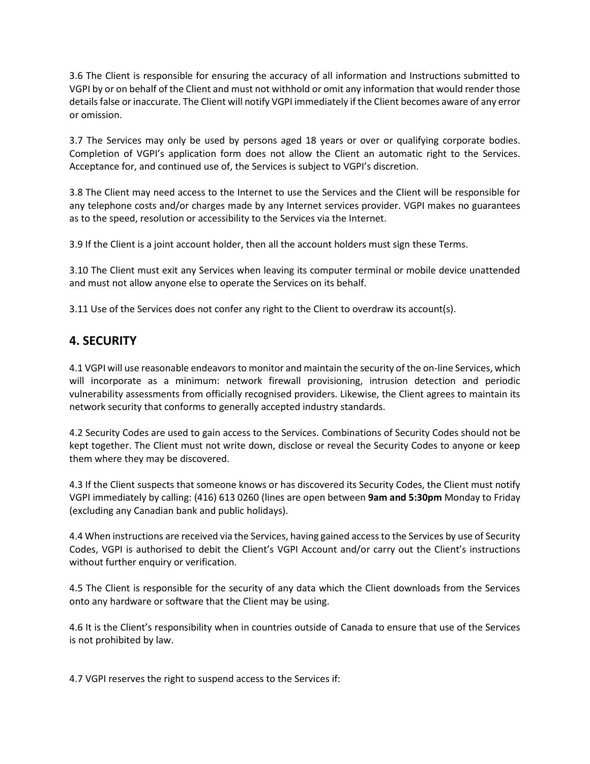3.6 The Client is responsible for ensuring the accuracy of all information and Instructions submitted to VGPI by or on behalf of the Client and must not withhold or omit any information that would render those details false or inaccurate. The Client will notify VGPI immediately if the Client becomes aware of any error or omission.

3.7 The Services may only be used by persons aged 18 years or over or qualifying corporate bodies. Completion of VGPI's application form does not allow the Client an automatic right to the Services. Acceptance for, and continued use of, the Services is subject to VGPI's discretion.

3.8 The Client may need access to the Internet to use the Services and the Client will be responsible for any telephone costs and/or charges made by any Internet services provider. VGPI makes no guarantees as to the speed, resolution or accessibility to the Services via the Internet.

3.9 If the Client is a joint account holder, then all the account holders must sign these Terms.

3.10 The Client must exit any Services when leaving its computer terminal or mobile device unattended and must not allow anyone else to operate the Services on its behalf.

3.11 Use of the Services does not confer any right to the Client to overdraw its account(s).

## 4. SECURITY

4.1 VGPI will use reasonable endeavors to monitor and maintain the security of the on-line Services, which will incorporate as a minimum: network firewall provisioning, intrusion detection and periodic vulnerability assessments from officially recognised providers. Likewise, the Client agrees to maintain its network security that conforms to generally accepted industry standards.

4.2 Security Codes are used to gain access to the Services. Combinations of Security Codes should not be kept together. The Client must not write down, disclose or reveal the Security Codes to anyone or keep them where they may be discovered.

4.3 If the Client suspects that someone knows or has discovered its Security Codes, the Client must notify VGPI immediately by calling: (416) 613 0260 (lines are open between **9am and 5:30pm** Monday to Friday (excluding any Canadian bank and public holidays).

4.4 When instructions are received via the Services, having gained access to the Services by use of Security Codes, VGPI is authorised to debit the Client's VGPI Account and/or carry out the Client's instructions without further enquiry or verification.

4.5 The Client is responsible for the security of any data which the Client downloads from the Services onto any hardware or software that the Client may be using.

4.6 It is the Client's responsibility when in countries outside of Canada to ensure that use of the Services is not prohibited by law.

4.7 VGPI reserves the right to suspend access to the Services if: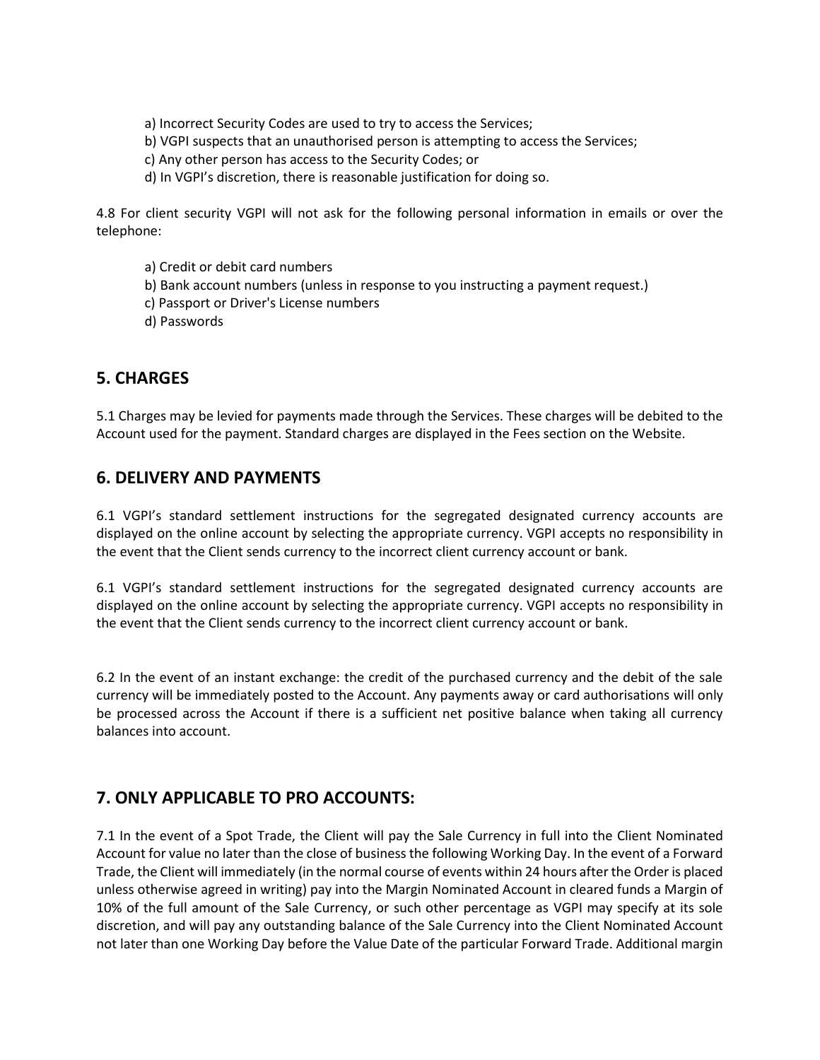a) Incorrect Security Codes are used to try to access the Services;
b) VGPI suspects that an unauthorised person is attempting to access the Services;
c) Any other person has access to the Security Codes; or
d) In VGPI's discretion, there is reasonable justification for doing so.

4.8 For client security VGPI will not ask for the following personal information in emails or over the telephone:

a) Credit or debit card numbers
b) Bank account numbers (unless in response to you instructing a payment request.)
c) Passport or Driver's License numbers
d) Passwords

## 5. CHARGES

5.1 Charges may be levied for payments made through the Services. These charges will be debited to the Account used for the payment. Standard charges are displayed in the Fees section on the Website.

## 6. DELIVERY AND PAYMENTS

6.1 VGPI's standard settlement instructions for the segregated designated currency accounts are displayed on the online account by selecting the appropriate currency. VGPI accepts no responsibility in the event that the Client sends currency to the incorrect client currency account or bank.

6.1 VGPI's standard settlement instructions for the segregated designated currency accounts are displayed on the online account by selecting the appropriate currency. VGPI accepts no responsibility in the event that the Client sends currency to the incorrect client currency account or bank.

6.2 In the event of an instant exchange: the credit of the purchased currency and the debit of the sale currency will be immediately posted to the Account. Any payments away or card authorisations will only be processed across the Account if there is a sufficient net positive balance when taking all currency balances into account.

## 7. ONLY APPLICABLE TO PRO ACCOUNTS:

7.1 In the event of a Spot Trade, the Client will pay the Sale Currency in full into the Client Nominated Account for value no later than the close of business the following Working Day. In the event of a Forward Trade, the Client will immediately (in the normal course of events within 24 hours after the Order is placed unless otherwise agreed in writing) pay into the Margin Nominated Account in cleared funds a Margin of 10% of the full amount of the Sale Currency, or such other percentage as VGPI may specify at its sole discretion, and will pay any outstanding balance of the Sale Currency into the Client Nominated Account not later than one Working Day before the Value Date of the particular Forward Trade. Additional margin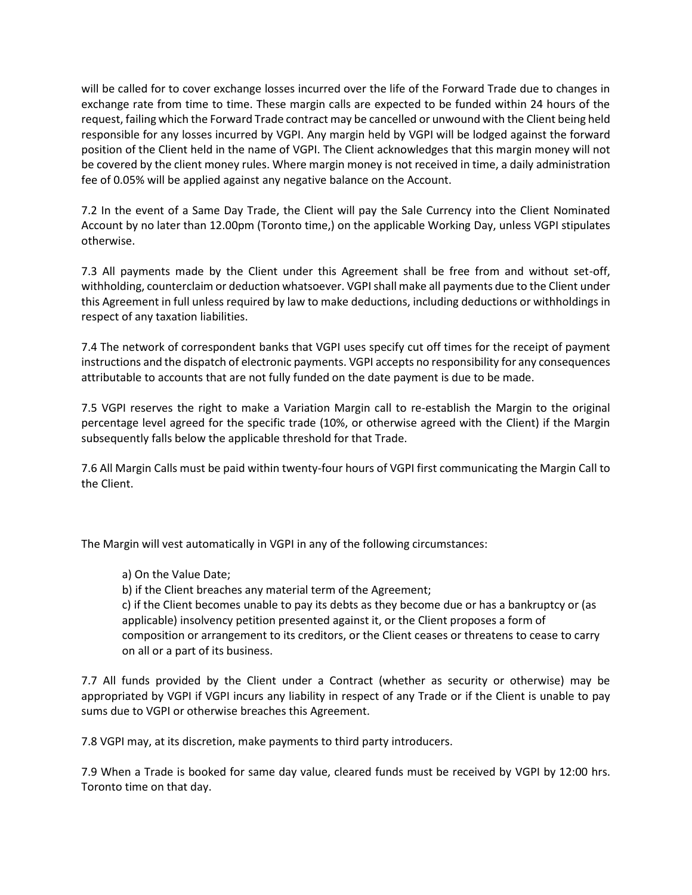will be called for to cover exchange losses incurred over the life of the Forward Trade due to changes in exchange rate from time to time. These margin calls are expected to be funded within 24 hours of the request, failing which the Forward Trade contract may be cancelled or unwound with the Client being held responsible for any losses incurred by VGPI. Any margin held by VGPI will be lodged against the forward position of the Client held in the name of VGPI. The Client acknowledges that this margin money will not be covered by the client money rules. Where margin money is not received in time, a daily administration fee of 0.05% will be applied against any negative balance on the Account.

7.2 In the event of a Same Day Trade, the Client will pay the Sale Currency into the Client Nominated Account by no later than 12.00pm (Toronto time,) on the applicable Working Day, unless VGPI stipulates otherwise.

7.3 All payments made by the Client under this Agreement shall be free from and without set-off, withholding, counterclaim or deduction whatsoever. VGPI shall make all payments due to the Client under this Agreement in full unless required by law to make deductions, including deductions or withholdings in respect of any taxation liabilities.

7.4 The network of correspondent banks that VGPI uses specify cut off times for the receipt of payment instructions and the dispatch of electronic payments. VGPI accepts no responsibility for any consequences attributable to accounts that are not fully funded on the date payment is due to be made.

7.5 VGPI reserves the right to make a Variation Margin call to re-establish the Margin to the original percentage level agreed for the specific trade (10%, or otherwise agreed with the Client) if the Margin subsequently falls below the applicable threshold for that Trade.

7.6 All Margin Calls must be paid within twenty-four hours of VGPI first communicating the Margin Call to the Client.

The Margin will vest automatically in VGPI in any of the following circumstances:

a) On the Value Date;
b) if the Client breaches any material term of the Agreement;
c) if the Client becomes unable to pay its debts as they become due or has a bankruptcy or (as applicable) insolvency petition presented against it, or the Client proposes a form of composition or arrangement to its creditors, or the Client ceases or threatens to cease to carry on all or a part of its business.

7.7 All funds provided by the Client under a Contract (whether as security or otherwise) may be appropriated by VGPI if VGPI incurs any liability in respect of any Trade or if the Client is unable to pay sums due to VGPI or otherwise breaches this Agreement.

7.8 VGPI may, at its discretion, make payments to third party introducers.

7.9 When a Trade is booked for same day value, cleared funds must be received by VGPI by 12:00 hrs. Toronto time on that day.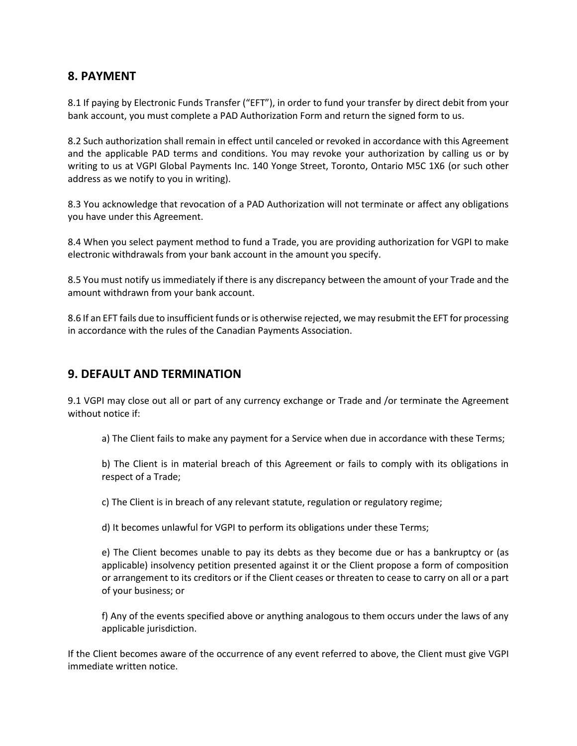## 8. PAYMENT

8.1 If paying by Electronic Funds Transfer ("EFT"), in order to fund your transfer by direct debit from your bank account, you must complete a PAD Authorization Form and return the signed form to us.

8.2 Such authorization shall remain in effect until canceled or revoked in accordance with this Agreement and the applicable PAD terms and conditions. You may revoke your authorization by calling us or by writing to us at VGPI Global Payments Inc. 140 Yonge Street, Toronto, Ontario M5C 1X6 (or such other address as we notify to you in writing).

8.3 You acknowledge that revocation of a PAD Authorization will not terminate or affect any obligations you have under this Agreement.

8.4 When you select payment method to fund a Trade, you are providing authorization for VGPI to make electronic withdrawals from your bank account in the amount you specify.

8.5 You must notify us immediately if there is any discrepancy between the amount of your Trade and the amount withdrawn from your bank account.

8.6 If an EFT fails due to insufficient funds or is otherwise rejected, we may resubmit the EFT for processing in accordance with the rules of the Canadian Payments Association.

## 9. DEFAULT AND TERMINATION

9.1 VGPI may close out all or part of any currency exchange or Trade and /or terminate the Agreement without notice if:

a) The Client fails to make any payment for a Service when due in accordance with these Terms;

b) The Client is in material breach of this Agreement or fails to comply with its obligations in respect of a Trade;

c) The Client is in breach of any relevant statute, regulation or regulatory regime;

d) It becomes unlawful for VGPI to perform its obligations under these Terms;

e) The Client becomes unable to pay its debts as they become due or has a bankruptcy or (as applicable) insolvency petition presented against it or the Client propose a form of composition or arrangement to its creditors or if the Client ceases or threaten to cease to carry on all or a part of your business; or

f) Any of the events specified above or anything analogous to them occurs under the laws of any applicable jurisdiction.

If the Client becomes aware of the occurrence of any event referred to above, the Client must give VGPI immediate written notice.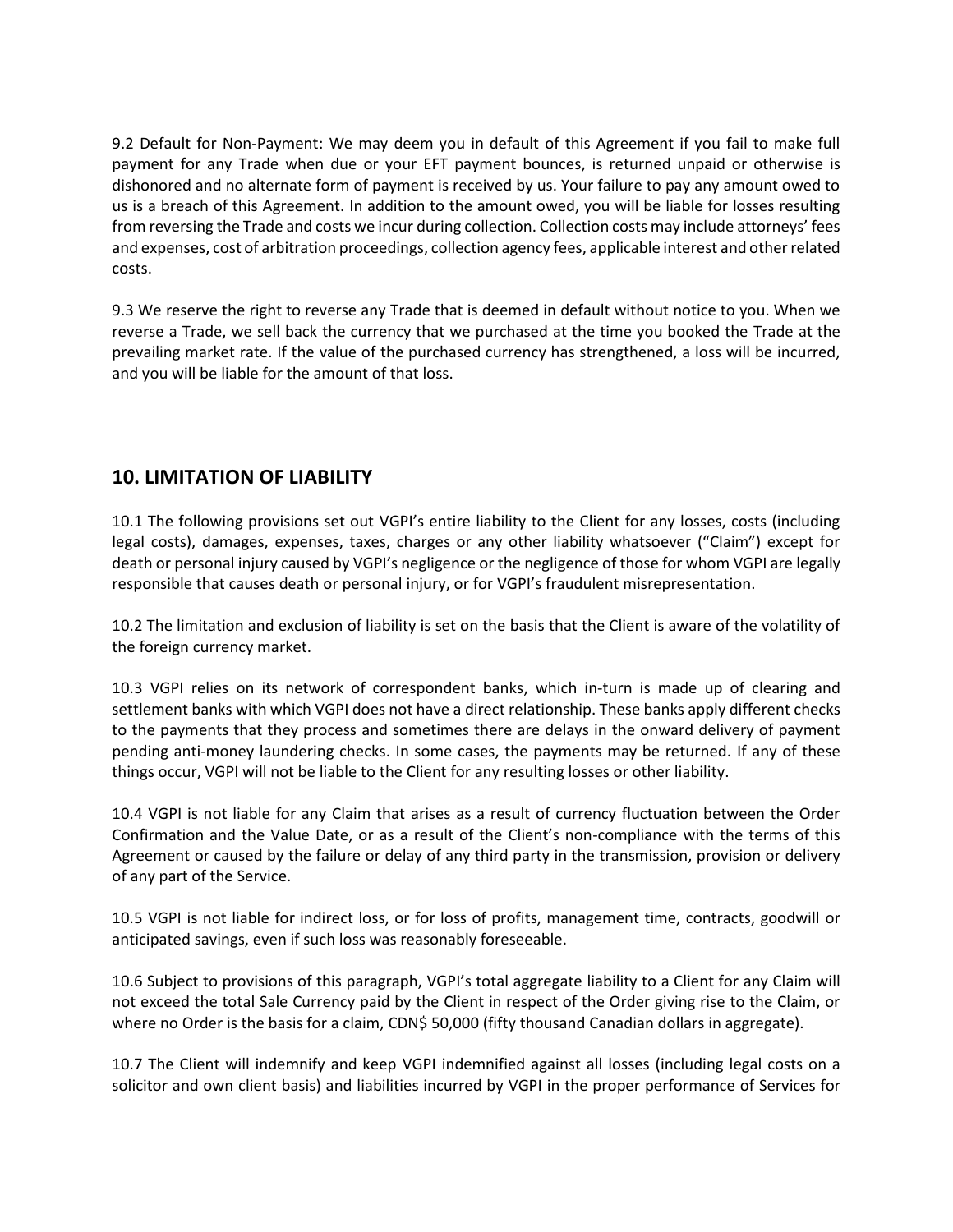9.2 Default for Non-Payment: We may deem you in default of this Agreement if you fail to make full payment for any Trade when due or your EFT payment bounces, is returned unpaid or otherwise is dishonored and no alternate form of payment is received by us. Your failure to pay any amount owed to us is a breach of this Agreement. In addition to the amount owed, you will be liable for losses resulting from reversing the Trade and costs we incur during collection. Collection costs may include attorneys' fees and expenses, cost of arbitration proceedings, collection agency fees, applicable interest and other related costs.

9.3 We reserve the right to reverse any Trade that is deemed in default without notice to you. When we reverse a Trade, we sell back the currency that we purchased at the time you booked the Trade at the prevailing market rate. If the value of the purchased currency has strengthened, a loss will be incurred, and you will be liable for the amount of that loss.

## 10. LIMITATION OF LIABILITY

10.1 The following provisions set out VGPI's entire liability to the Client for any losses, costs (including legal costs), damages, expenses, taxes, charges or any other liability whatsoever ("Claim") except for death or personal injury caused by VGPI's negligence or the negligence of those for whom VGPI are legally responsible that causes death or personal injury, or for VGPI's fraudulent misrepresentation.

10.2 The limitation and exclusion of liability is set on the basis that the Client is aware of the volatility of the foreign currency market.

10.3 VGPI relies on its network of correspondent banks, which in-turn is made up of clearing and settlement banks with which VGPI does not have a direct relationship. These banks apply different checks to the payments that they process and sometimes there are delays in the onward delivery of payment pending anti-money laundering checks. In some cases, the payments may be returned. If any of these things occur, VGPI will not be liable to the Client for any resulting losses or other liability.

10.4 VGPI is not liable for any Claim that arises as a result of currency fluctuation between the Order Confirmation and the Value Date, or as a result of the Client's non-compliance with the terms of this Agreement or caused by the failure or delay of any third party in the transmission, provision or delivery of any part of the Service.

10.5 VGPI is not liable for indirect loss, or for loss of profits, management time, contracts, goodwill or anticipated savings, even if such loss was reasonably foreseeable.

10.6 Subject to provisions of this paragraph, VGPI's total aggregate liability to a Client for any Claim will not exceed the total Sale Currency paid by the Client in respect of the Order giving rise to the Claim, or where no Order is the basis for a claim, CDN$ 50,000 (fifty thousand Canadian dollars in aggregate).

10.7 The Client will indemnify and keep VGPI indemnified against all losses (including legal costs on a solicitor and own client basis) and liabilities incurred by VGPI in the proper performance of Services for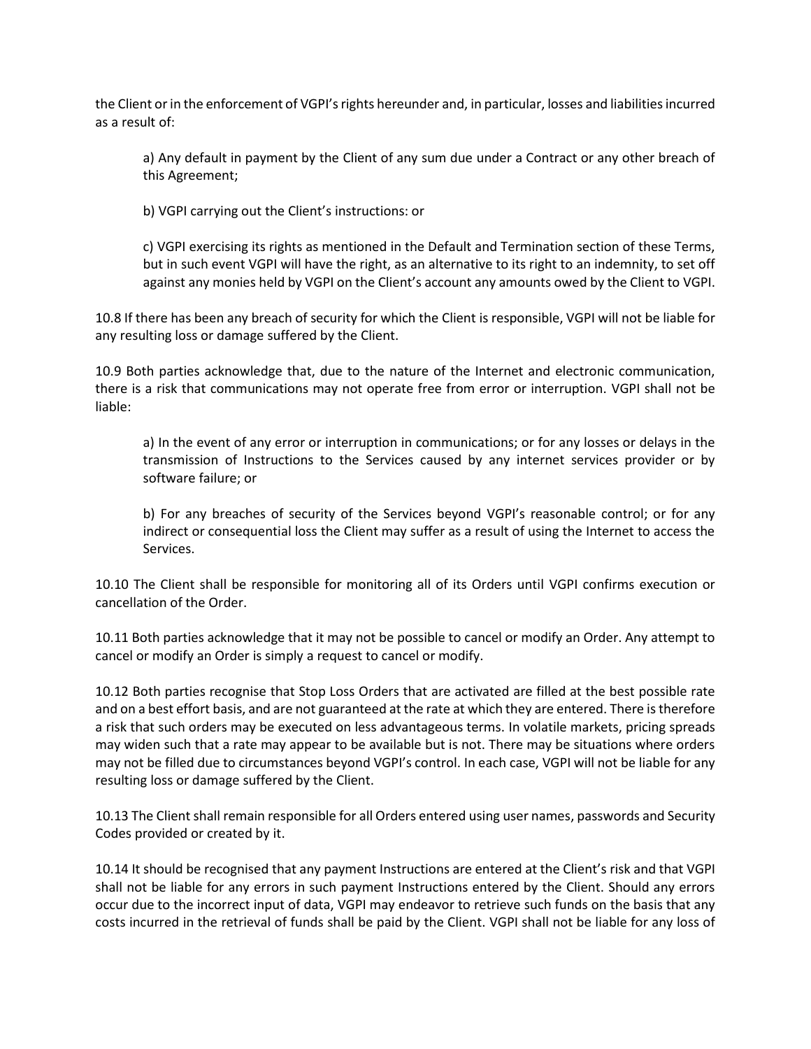the Client or in the enforcement of VGPI's rights hereunder and, in particular, losses and liabilities incurred as a result of:

a) Any default in payment by the Client of any sum due under a Contract or any other breach of this Agreement;

b) VGPI carrying out the Client's instructions: or

c) VGPI exercising its rights as mentioned in the Default and Termination section of these Terms, but in such event VGPI will have the right, as an alternative to its right to an indemnity, to set off against any monies held by VGPI on the Client's account any amounts owed by the Client to VGPI.

10.8 If there has been any breach of security for which the Client is responsible, VGPI will not be liable for any resulting loss or damage suffered by the Client.

10.9 Both parties acknowledge that, due to the nature of the Internet and electronic communication, there is a risk that communications may not operate free from error or interruption. VGPI shall not be liable:

a) In the event of any error or interruption in communications; or for any losses or delays in the transmission of Instructions to the Services caused by any internet services provider or by software failure; or

b) For any breaches of security of the Services beyond VGPI's reasonable control; or for any indirect or consequential loss the Client may suffer as a result of using the Internet to access the Services.

10.10 The Client shall be responsible for monitoring all of its Orders until VGPI confirms execution or cancellation of the Order.

10.11 Both parties acknowledge that it may not be possible to cancel or modify an Order. Any attempt to cancel or modify an Order is simply a request to cancel or modify.

10.12 Both parties recognise that Stop Loss Orders that are activated are filled at the best possible rate and on a best effort basis, and are not guaranteed at the rate at which they are entered. There is therefore a risk that such orders may be executed on less advantageous terms. In volatile markets, pricing spreads may widen such that a rate may appear to be available but is not. There may be situations where orders may not be filled due to circumstances beyond VGPI's control. In each case, VGPI will not be liable for any resulting loss or damage suffered by the Client.

10.13 The Client shall remain responsible for all Orders entered using user names, passwords and Security Codes provided or created by it.

10.14 It should be recognised that any payment Instructions are entered at the Client's risk and that VGPI shall not be liable for any errors in such payment Instructions entered by the Client. Should any errors occur due to the incorrect input of data, VGPI may endeavor to retrieve such funds on the basis that any costs incurred in the retrieval of funds shall be paid by the Client. VGPI shall not be liable for any loss of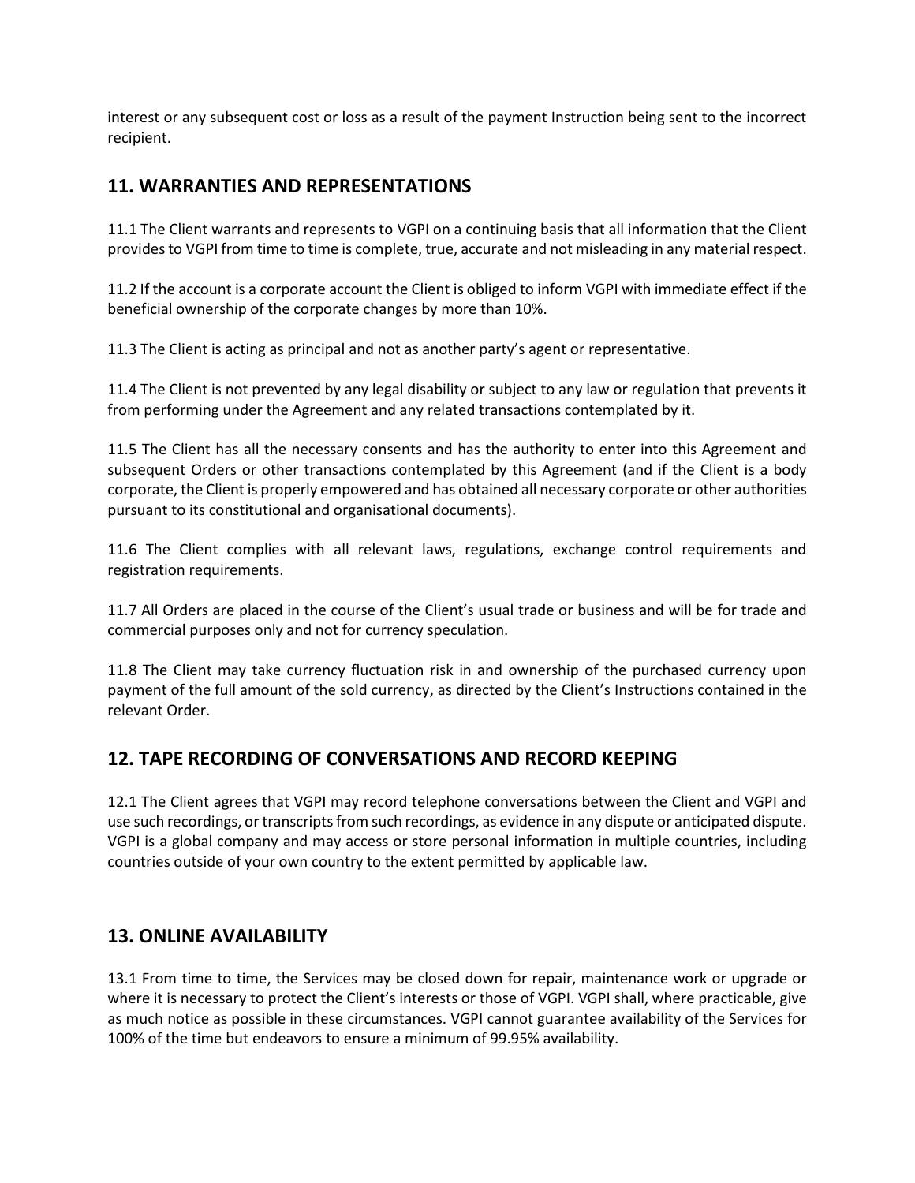interest or any subsequent cost or loss as a result of the payment Instruction being sent to the incorrect recipient.

## 11. WARRANTIES AND REPRESENTATIONS

11.1 The Client warrants and represents to VGPI on a continuing basis that all information that the Client provides to VGPI from time to time is complete, true, accurate and not misleading in any material respect.

11.2 If the account is a corporate account the Client is obliged to inform VGPI with immediate effect if the beneficial ownership of the corporate changes by more than 10%.

11.3 The Client is acting as principal and not as another party's agent or representative.

11.4 The Client is not prevented by any legal disability or subject to any law or regulation that prevents it from performing under the Agreement and any related transactions contemplated by it.

11.5 The Client has all the necessary consents and has the authority to enter into this Agreement and subsequent Orders or other transactions contemplated by this Agreement (and if the Client is a body corporate, the Client is properly empowered and has obtained all necessary corporate or other authorities pursuant to its constitutional and organisational documents).

11.6 The Client complies with all relevant laws, regulations, exchange control requirements and registration requirements.

11.7 All Orders are placed in the course of the Client's usual trade or business and will be for trade and commercial purposes only and not for currency speculation.

11.8 The Client may take currency fluctuation risk in and ownership of the purchased currency upon payment of the full amount of the sold currency, as directed by the Client's Instructions contained in the relevant Order.

## 12. TAPE RECORDING OF CONVERSATIONS AND RECORD KEEPING

12.1 The Client agrees that VGPI may record telephone conversations between the Client and VGPI and use such recordings, or transcripts from such recordings, as evidence in any dispute or anticipated dispute. VGPI is a global company and may access or store personal information in multiple countries, including countries outside of your own country to the extent permitted by applicable law.

## 13. ONLINE AVAILABILITY

13.1 From time to time, the Services may be closed down for repair, maintenance work or upgrade or where it is necessary to protect the Client's interests or those of VGPI. VGPI shall, where practicable, give as much notice as possible in these circumstances. VGPI cannot guarantee availability of the Services for 100% of the time but endeavors to ensure a minimum of 99.95% availability.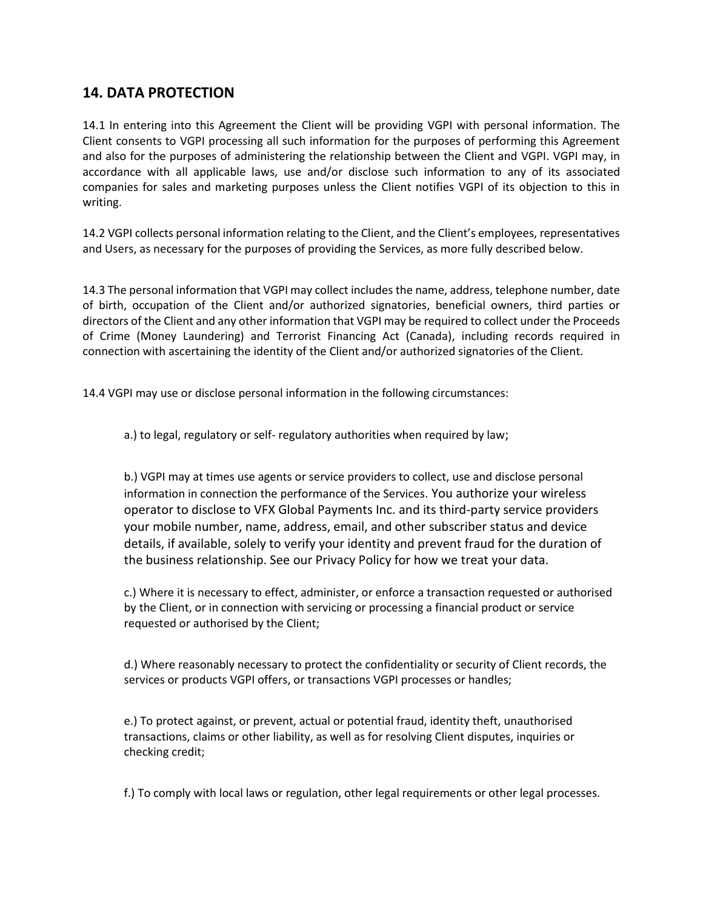## 14. DATA PROTECTION

14.1 In entering into this Agreement the Client will be providing VGPI with personal information. The Client consents to VGPI processing all such information for the purposes of performing this Agreement and also for the purposes of administering the relationship between the Client and VGPI. VGPI may, in accordance with all applicable laws, use and/or disclose such information to any of its associated companies for sales and marketing purposes unless the Client notifies VGPI of its objection to this in writing.

14.2 VGPI collects personal information relating to the Client, and the Client's employees, representatives and Users, as necessary for the purposes of providing the Services, as more fully described below.

14.3 The personal information that VGPI may collect includes the name, address, telephone number, date of birth, occupation of the Client and/or authorized signatories, beneficial owners, third parties or directors of the Client and any other information that VGPI may be required to collect under the Proceeds of Crime (Money Laundering) and Terrorist Financing Act (Canada), including records required in connection with ascertaining the identity of the Client and/or authorized signatories of the Client.

14.4 VGPI may use or disclose personal information in the following circumstances:

a.) to legal, regulatory or self- regulatory authorities when required by law;

b.) VGPI may at times use agents or service providers to collect, use and disclose personal information in connection the performance of the Services. You authorize your wireless operator to disclose to VFX Global Payments Inc. and its third-party service providers your mobile number, name, address, email, and other subscriber status and device details, if available, solely to verify your identity and prevent fraud for the duration of the business relationship. See our Privacy Policy for how we treat your data.

c.) Where it is necessary to effect, administer, or enforce a transaction requested or authorised by the Client, or in connection with servicing or processing a financial product or service requested or authorised by the Client;

d.) Where reasonably necessary to protect the confidentiality or security of Client records, the services or products VGPI offers, or transactions VGPI processes or handles;

e.) To protect against, or prevent, actual or potential fraud, identity theft, unauthorised transactions, claims or other liability, as well as for resolving Client disputes, inquiries or checking credit;

f.) To comply with local laws or regulation, other legal requirements or other legal processes.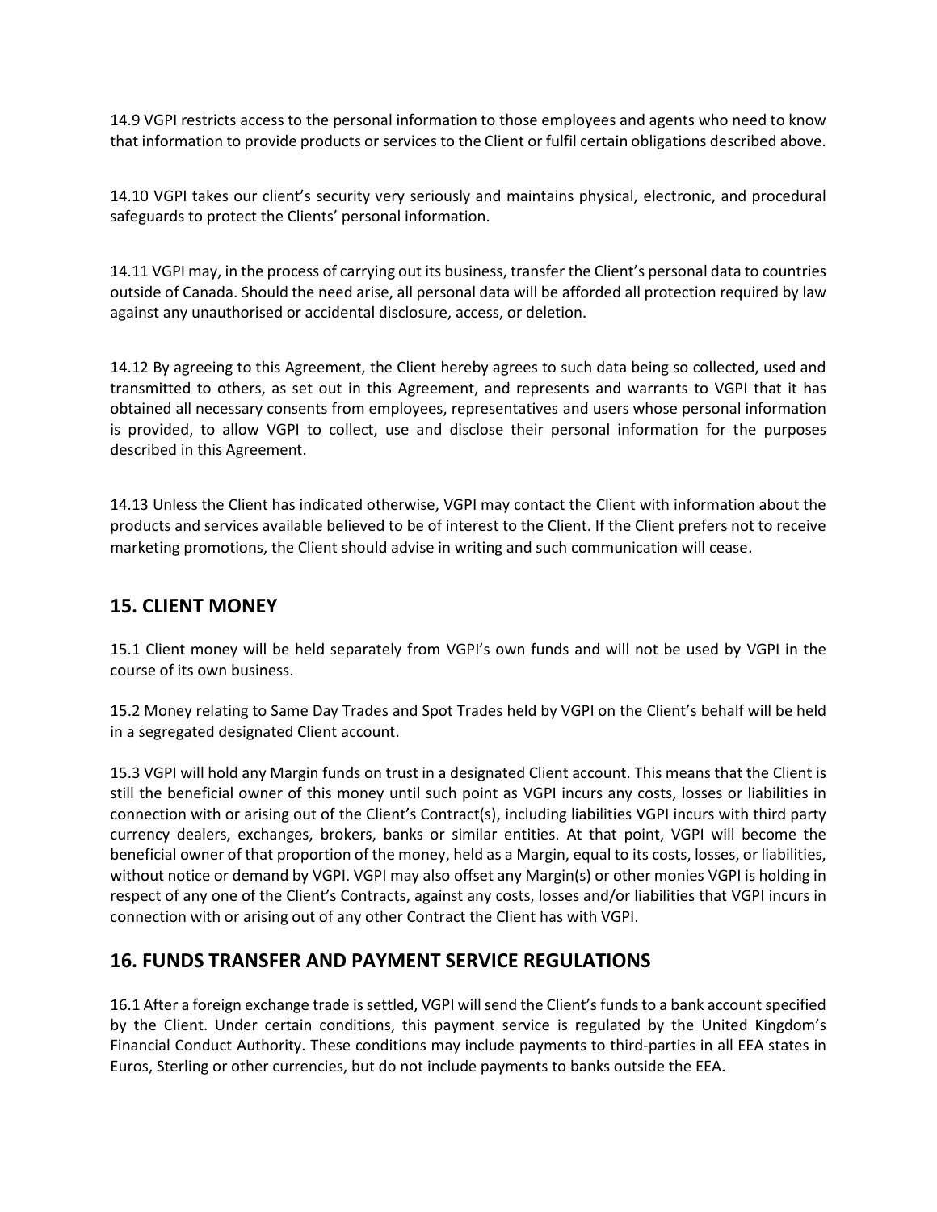14.9 VGPI restricts access to the personal information to those employees and agents who need to know that information to provide products or services to the Client or fulfil certain obligations described above.

14.10 VGPI takes our client's security very seriously and maintains physical, electronic, and procedural safeguards to protect the Clients' personal information.

14.11 VGPI may, in the process of carrying out its business, transfer the Client's personal data to countries outside of Canada. Should the need arise, all personal data will be afforded all protection required by law against any unauthorised or accidental disclosure, access, or deletion.

14.12 By agreeing to this Agreement, the Client hereby agrees to such data being so collected, used and transmitted to others, as set out in this Agreement, and represents and warrants to VGPI that it has obtained all necessary consents from employees, representatives and users whose personal information is provided, to allow VGPI to collect, use and disclose their personal information for the purposes described in this Agreement.

14.13 Unless the Client has indicated otherwise, VGPI may contact the Client with information about the products and services available believed to be of interest to the Client. If the Client prefers not to receive marketing promotions, the Client should advise in writing and such communication will cease.

## 15. CLIENT MONEY

15.1 Client money will be held separately from VGPI's own funds and will not be used by VGPI in the course of its own business.

15.2 Money relating to Same Day Trades and Spot Trades held by VGPI on the Client's behalf will be held in a segregated designated Client account.

15.3 VGPI will hold any Margin funds on trust in a designated Client account. This means that the Client is still the beneficial owner of this money until such point as VGPI incurs any costs, losses or liabilities in connection with or arising out of the Client's Contract(s), including liabilities VGPI incurs with third party currency dealers, exchanges, brokers, banks or similar entities. At that point, VGPI will become the beneficial owner of that proportion of the money, held as a Margin, equal to its costs, losses, or liabilities, without notice or demand by VGPI. VGPI may also offset any Margin(s) or other monies VGPI is holding in respect of any one of the Client's Contracts, against any costs, losses and/or liabilities that VGPI incurs in connection with or arising out of any other Contract the Client has with VGPI.

## 16. FUNDS TRANSFER AND PAYMENT SERVICE REGULATIONS

16.1 After a foreign exchange trade is settled, VGPI will send the Client's funds to a bank account specified by the Client. Under certain conditions, this payment service is regulated by the United Kingdom's Financial Conduct Authority. These conditions may include payments to third-parties in all EEA states in Euros, Sterling or other currencies, but do not include payments to banks outside the EEA.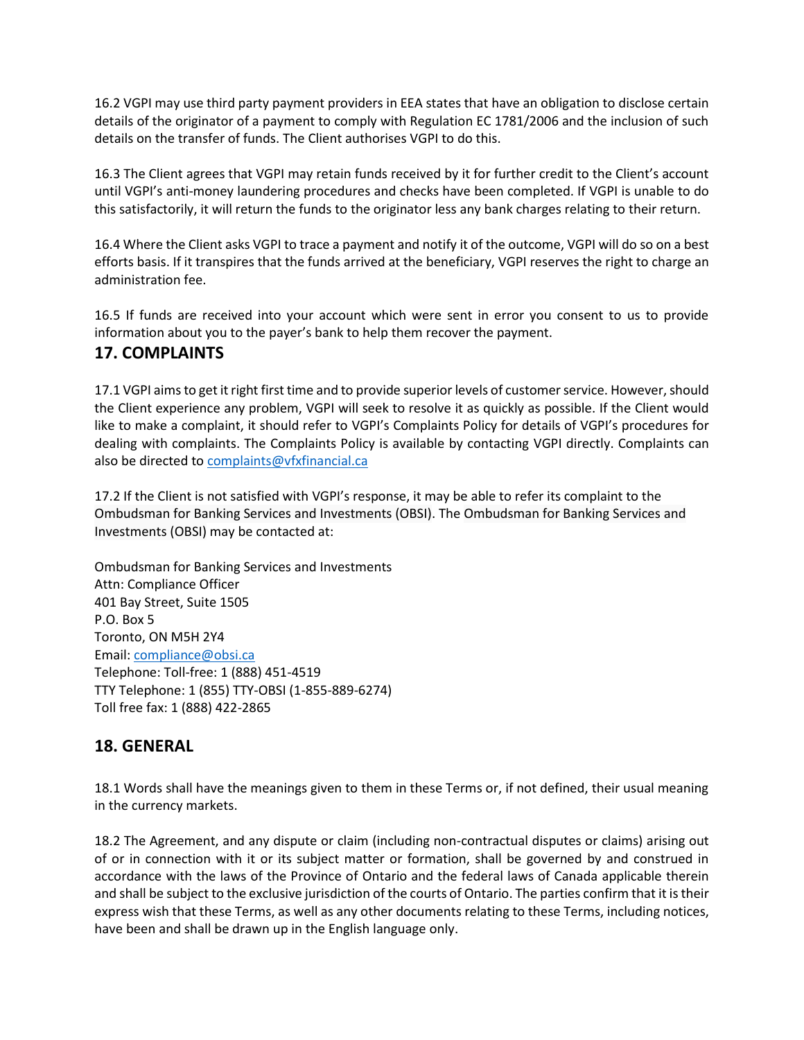16.2 VGPI may use third party payment providers in EEA states that have an obligation to disclose certain details of the originator of a payment to comply with Regulation EC 1781/2006 and the inclusion of such details on the transfer of funds. The Client authorises VGPI to do this.

16.3 The Client agrees that VGPI may retain funds received by it for further credit to the Client's account until VGPI's anti-money laundering procedures and checks have been completed. If VGPI is unable to do this satisfactorily, it will return the funds to the originator less any bank charges relating to their return.

16.4 Where the Client asks VGPI to trace a payment and notify it of the outcome, VGPI will do so on a best efforts basis. If it transpires that the funds arrived at the beneficiary, VGPI reserves the right to charge an administration fee.

16.5 If funds are received into your account which were sent in error you consent to us to provide information about you to the payer's bank to help them recover the payment.

## 17. COMPLAINTS

17.1 VGPI aims to get it right first time and to provide superior levels of customer service. However, should the Client experience any problem, VGPI will seek to resolve it as quickly as possible. If the Client would like to make a complaint, it should refer to VGPI's Complaints Policy for details of VGPI's procedures for dealing with complaints. The Complaints Policy is available by contacting VGPI directly. Complaints can also be directed to complaints@vfxfinancial.ca

17.2 If the Client is not satisfied with VGPI's response, it may be able to refer its complaint to the Ombudsman for Banking Services and Investments (OBSI). The Ombudsman for Banking Services and Investments (OBSI) may be contacted at:

Ombudsman for Banking Services and Investments
Attn: Compliance Officer
401 Bay Street, Suite 1505
P.O. Box 5
Toronto, ON M5H 2Y4
Email: compliance@obsi.ca
Telephone: Toll-free: 1 (888) 451-4519
TTY Telephone: 1 (855) TTY-OBSI (1-855-889-6274)
Toll free fax: 1 (888) 422-2865

## 18. GENERAL

18.1 Words shall have the meanings given to them in these Terms or, if not defined, their usual meaning in the currency markets.

18.2 The Agreement, and any dispute or claim (including non-contractual disputes or claims) arising out of or in connection with it or its subject matter or formation, shall be governed by and construed in accordance with the laws of the Province of Ontario and the federal laws of Canada applicable therein and shall be subject to the exclusive jurisdiction of the courts of Ontario. The parties confirm that it is their express wish that these Terms, as well as any other documents relating to these Terms, including notices, have been and shall be drawn up in the English language only.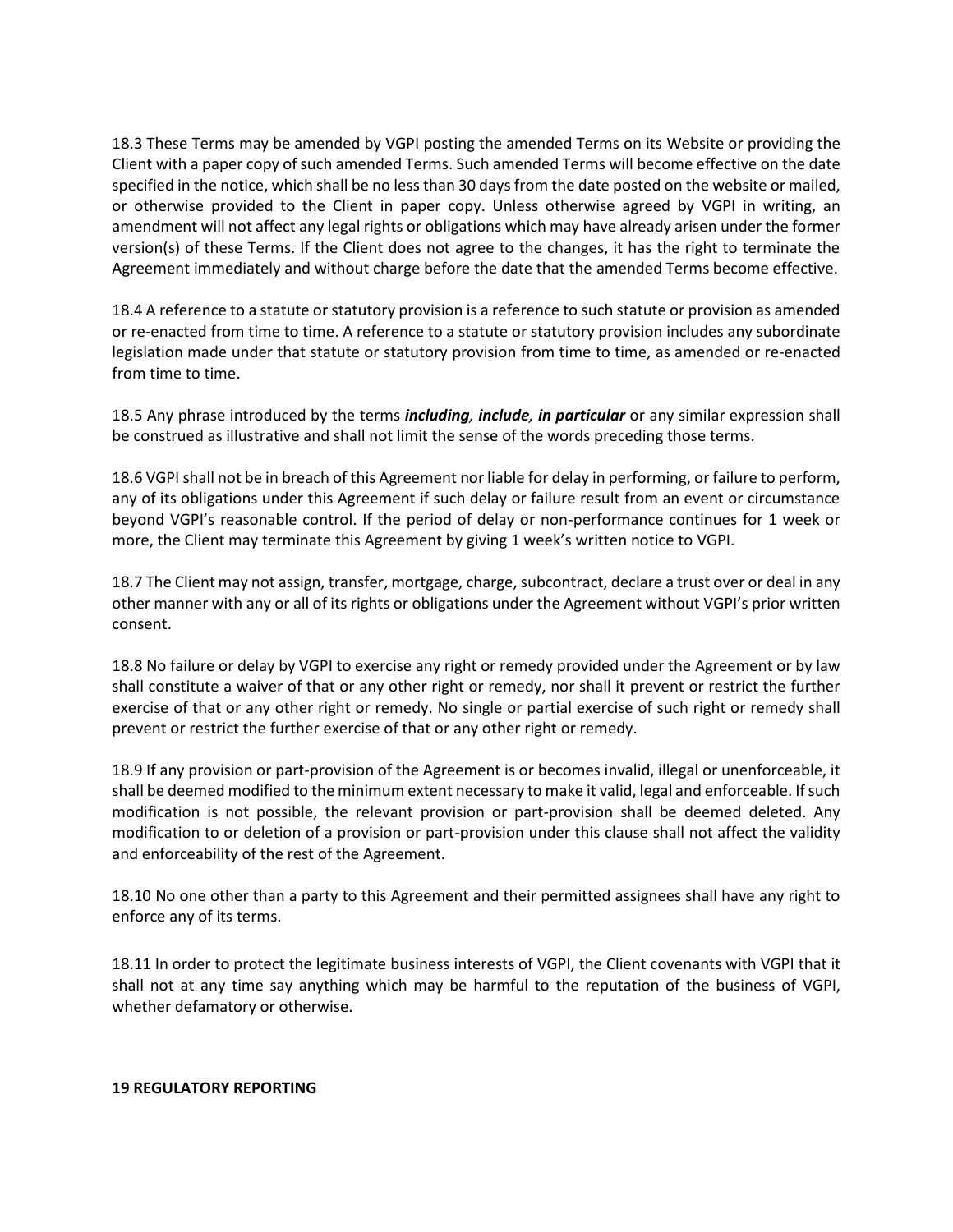18.3 These Terms may be amended by VGPI posting the amended Terms on its Website or providing the Client with a paper copy of such amended Terms. Such amended Terms will become effective on the date specified in the notice, which shall be no less than 30 days from the date posted on the website or mailed, or otherwise provided to the Client in paper copy. Unless otherwise agreed by VGPI in writing, an amendment will not affect any legal rights or obligations which may have already arisen under the former version(s) of these Terms. If the Client does not agree to the changes, it has the right to terminate the Agreement immediately and without charge before the date that the amended Terms become effective.

18.4 A reference to a statute or statutory provision is a reference to such statute or provision as amended or re-enacted from time to time. A reference to a statute or statutory provision includes any subordinate legislation made under that statute or statutory provision from time to time, as amended or re-enacted from time to time.

18.5 Any phrase introduced by the terms ***including, include, in particular*** or any similar expression shall be construed as illustrative and shall not limit the sense of the words preceding those terms.

18.6 VGPI shall not be in breach of this Agreement nor liable for delay in performing, or failure to perform, any of its obligations under this Agreement if such delay or failure result from an event or circumstance beyond VGPI's reasonable control. If the period of delay or non-performance continues for 1 week or more, the Client may terminate this Agreement by giving 1 week's written notice to VGPI.

18.7 The Client may not assign, transfer, mortgage, charge, subcontract, declare a trust over or deal in any other manner with any or all of its rights or obligations under the Agreement without VGPI's prior written consent.

18.8 No failure or delay by VGPI to exercise any right or remedy provided under the Agreement or by law shall constitute a waiver of that or any other right or remedy, nor shall it prevent or restrict the further exercise of that or any other right or remedy. No single or partial exercise of such right or remedy shall prevent or restrict the further exercise of that or any other right or remedy.

18.9 If any provision or part-provision of the Agreement is or becomes invalid, illegal or unenforceable, it shall be deemed modified to the minimum extent necessary to make it valid, legal and enforceable. If such modification is not possible, the relevant provision or part-provision shall be deemed deleted. Any modification to or deletion of a provision or part-provision under this clause shall not affect the validity and enforceability of the rest of the Agreement.

18.10 No one other than a party to this Agreement and their permitted assignees shall have any right to enforce any of its terms.

18.11 In order to protect the legitimate business interests of VGPI, the Client covenants with VGPI that it shall not at any time say anything which may be harmful to the reputation of the business of VGPI, whether defamatory or otherwise.

**19 REGULATORY REPORTING**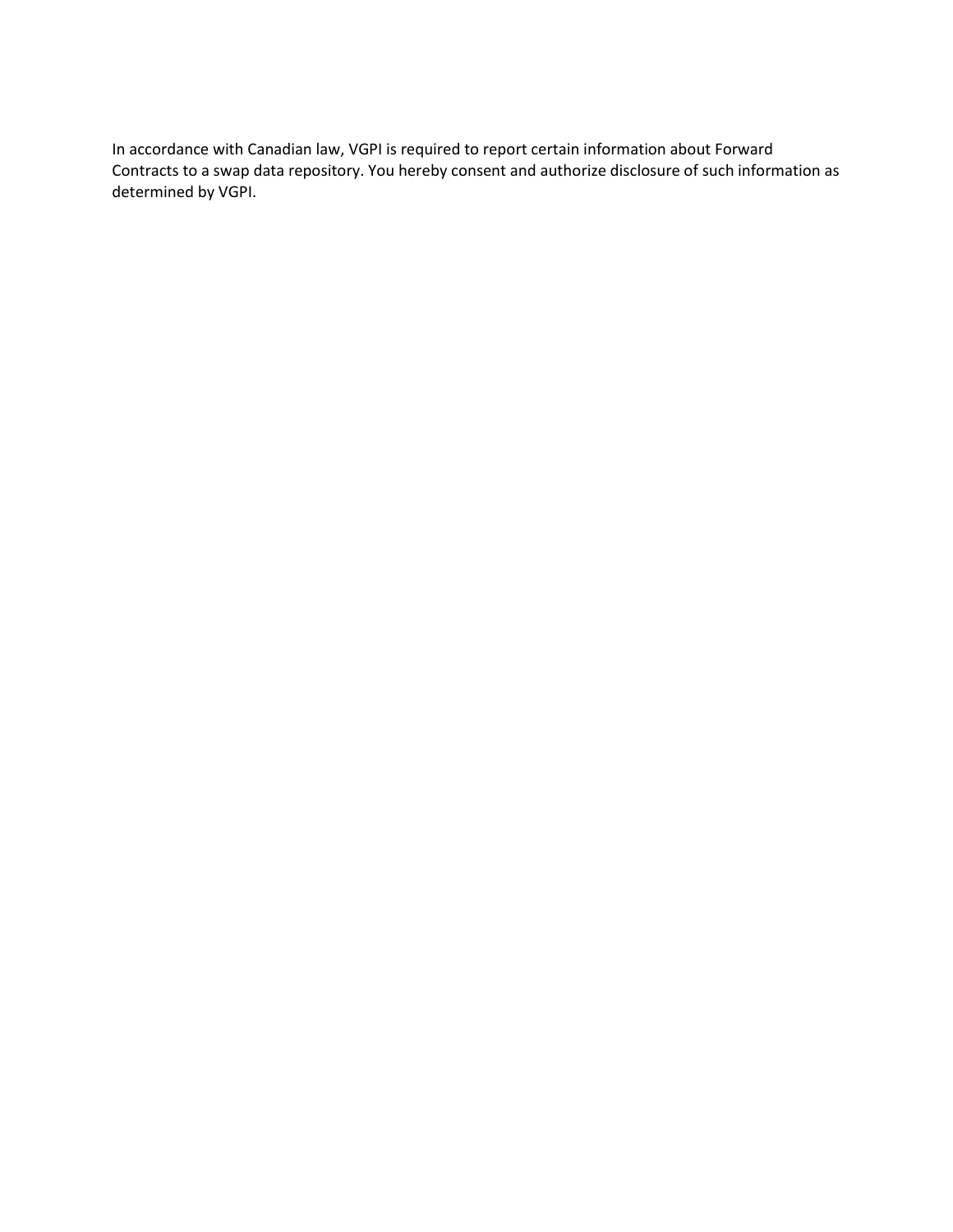In accordance with Canadian law, VGPI is required to report certain information about Forward Contracts to a swap data repository. You hereby consent and authorize disclosure of such information as determined by VGPI.